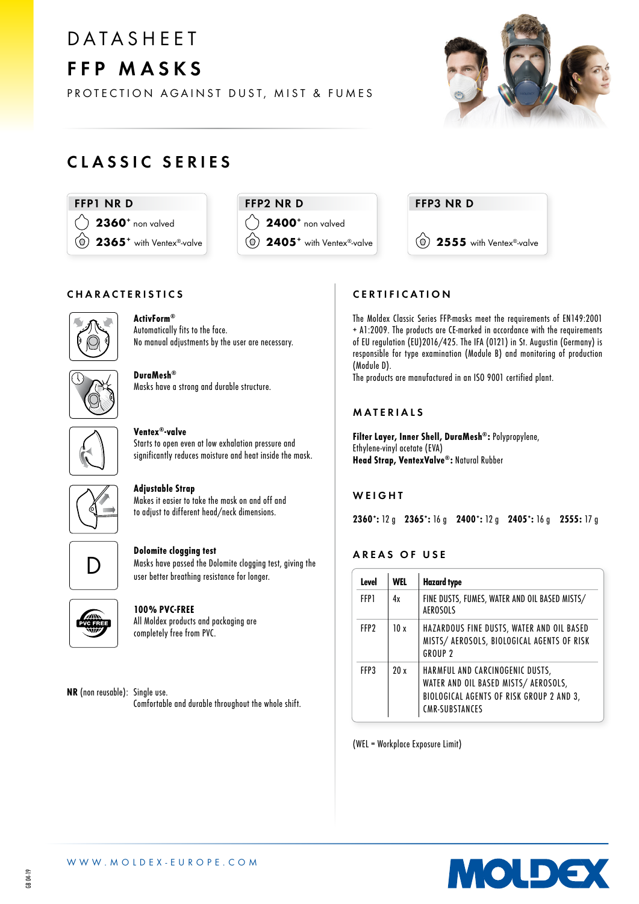# DATASHEET

# FFP MASKS

PROTECTION AGAINST DUST, MIST & FUMES

## CLASSIC SERIES

**FFP1 NR D**
- **2360+** non valved
- **2365+** with Ventex®-valve

**FFP2 NR D**
- **2400+** non valved
- **2405+** with Ventex®-valve

**FFP3 NR D**
- **2555** with Ventex®-valve

## CHARACTERISTICS

**ActivForm®**
Automatically fits to the face.
No manual adjustments by the user are necessary.

**DuraMesh®**
Masks have a strong and durable structure.

**Ventex®-valve**
Starts to open even at low exhalation pressure and significantly reduces moisture and heat inside the mask.

**Adjustable Strap**
Makes it easier to take the mask on and off and to adjust to different head/neck dimensions.

**Dolomite clogging test**
Masks have passed the Dolomite clogging test, giving the user better breathing resistance for longer.

**100% PVC-FREE**
All Moldex products and packaging are completely free from PVC.

**NR** (non reusable): Single use.
Comfortable and durable throughout the whole shift.

## CERTIFICATION

The Moldex Classic Series FFP-masks meet the requirements of EN149:2001 + A1:2009. The products are CE-marked in accordance with the requirements of EU regulation (EU)2016/425. The IFA (0121) in St. Augustin (Germany) is responsible for type examination (Module B) and monitoring of production (Module D).
The products are manufactured in an ISO 9001 certified plant.

## MATERIALS

**Filter Layer, Inner Shell, DuraMesh®:** Polypropylene, Ethylene-vinyl acetate (EVA)
**Head Strap, VentexValve®:** Natural Rubber

## WEIGHT

**2360+:** 12 g **2365+:** 16 g **2400+:** 12 g **2405+:** 16 g **2555:** 17 g

## AREAS OF USE

| Level | WEL | Hazard type |
|---|---|---|
| FFP1 | 4x | FINE DUSTS, FUMES, WATER AND OIL BASED MISTS/ AEROSOLS |
| FFP2 | 10 x | HAZARDOUS FINE DUSTS, WATER AND OIL BASED MISTS/ AEROSOLS, BIOLOGICAL AGENTS OF RISK GROUP 2 |
| FFP3 | 20 x | HARMFUL AND CARCINOGENIC DUSTS, WATER AND OIL BASED MISTS/ AEROSOLS, BIOLOGICAL AGENTS OF RISK GROUP 2 AND 3, CMR-SUBSTANCES |

(WEL = Workplace Exposure Limit)

WWW.MOLDEX-EUROPE.COM

GB 04-19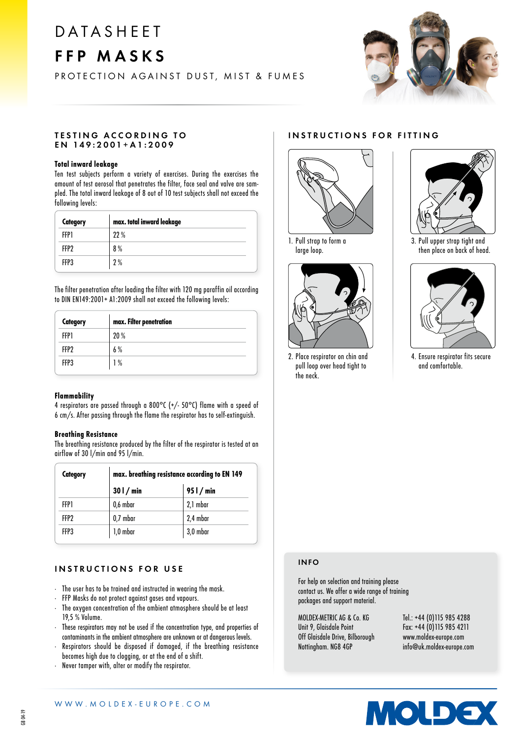# DATASHEET

# FFP MASKS

PROTECTION AGAINST DUST, MIST & FUMES

## TESTING ACCORDING TO EN 149:2001+A1:2009

### Total inward leakage

Ten test subjects perform a variety of exercises. During the exercises the amount of test aerosol that penetrates the filter, face seal and valve are sampled. The total inward leakage of 8 out of 10 test subjects shall not exceed the following levels:

| Category | max. total inward leakage |
| --- | --- |
| FFP1 | 22 % |
| FFP2 | 8 % |
| FFP3 | 2 % |

The filter penetration after loading the filter with 120 mg paraffin oil according to DIN EN149:2001+ A1:2009 shall not exceed the following levels:

| Category | max. Filter penetration |
| --- | --- |
| FFP1 | 20 % |
| FFP2 | 6 % |
| FFP3 | 1 % |

### Flammability

4 respirators are passed through a 800°C (+/- 50°C) flame with a speed of 6 cm/s. After passing through the flame the respirator has to self-extinguish.

### Breathing Resistance

The breathing resistance produced by the filter of the respirator is tested at an airflow of 30 l/min and 95 l/min.

| Category | max. breathing resistance according to EN 149 | |
| --- | --- | --- |
| | 30 l / min | 95 l / min |
| FFP1 | 0,6 mbar | 2,1 mbar |
| FFP2 | 0,7 mbar | 2,4 mbar |
| FFP3 | 1,0 mbar | 3,0 mbar |

## INSTRUCTIONS FOR USE

- The user has to be trained and instructed in wearing the mask.
- FFP Masks do not protect against gases and vapours.
- The oxygen concentration of the ambient atmosphere should be at least 19,5 % Volume.
- These respirators may not be used if the concentration type, and properties of contaminants in the ambient atmosphere are unknown or at dangerous levels.
- Respirators should be disposed if damaged, if the breathing resistance becomes high due to clogging, or at the end of a shift.
- Never tamper with, alter or modify the respirator.

## INSTRUCTIONS FOR FITTING

1. Pull strap to form a large loop.
2. Place respirator on chin and pull loop over head tight to the neck.
3. Pull upper strap tight and then place on back of head.
4. Ensure respirator fits secure and comfortable.

## INFO

For help on selection and training please contact us. We offer a wide range of training packages and support material.

MOLDEX-METRIC AG & Co. KG
Unit 9, Glaisdale Point
Off Glaisdale Drive, Bilborough
Nottingham. NG8 4GP

Tel.: +44 (0)115 985 4288
Fax: +44 (0)115 985 4211
www.moldex-europe.com
info@uk.moldex-europe.com

WWW.MOLDEX-EUROPE.COM

MOLDEX

GB 04-19